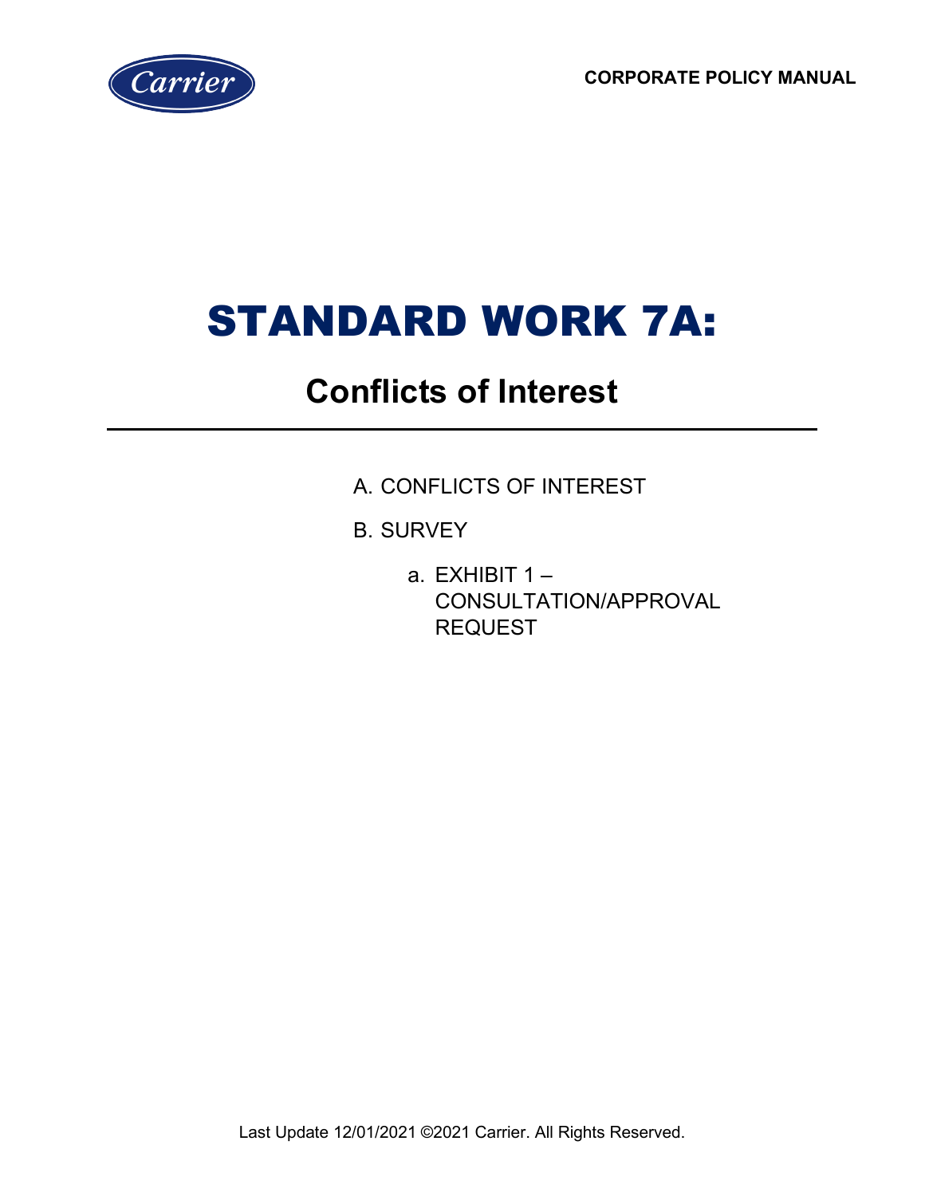CORPORATE POLICY MANUAL

# STANDARD WORK 7A:

## Conflicts of Interest

A. CONFLICTS OF INTEREST

B. SURVEY

   a. EXHIBIT 1 – CONSULTATION/APPROVAL REQUEST

Last Update 12/01/2021 ©2021 Carrier. All Rights Reserved.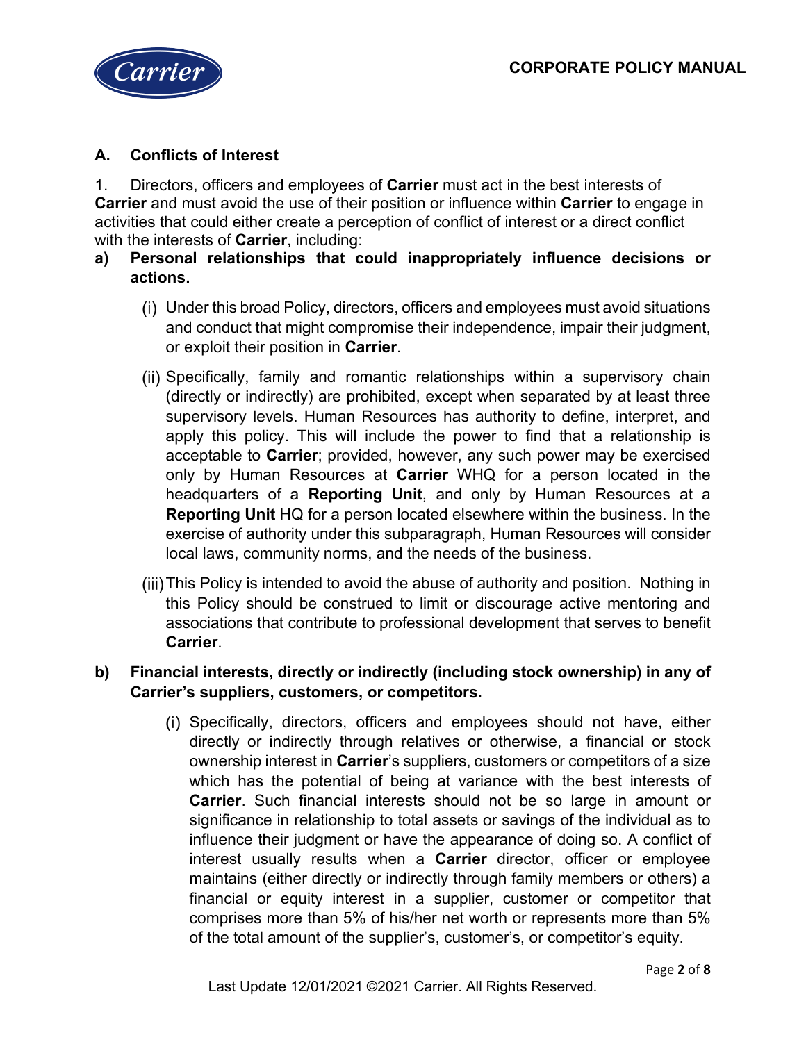## A. Conflicts of Interest

1. Directors, officers and employees of **Carrier** must act in the best interests of **Carrier** and must avoid the use of their position or influence within **Carrier** to engage in activities that could either create a perception of conflict of interest or a direct conflict with the interests of **Carrier**, including:

**a) Personal relationships that could inappropriately influence decisions or actions.**

(i) Under this broad Policy, directors, officers and employees must avoid situations and conduct that might compromise their independence, impair their judgment, or exploit their position in **Carrier**.

(ii) Specifically, family and romantic relationships within a supervisory chain (directly or indirectly) are prohibited, except when separated by at least three supervisory levels. Human Resources has authority to define, interpret, and apply this policy. This will include the power to find that a relationship is acceptable to **Carrier**; provided, however, any such power may be exercised only by Human Resources at **Carrier** WHQ for a person located in the headquarters of a **Reporting Unit**, and only by Human Resources at a **Reporting Unit** HQ for a person located elsewhere within the business. In the exercise of authority under this subparagraph, Human Resources will consider local laws, community norms, and the needs of the business.

(iii) This Policy is intended to avoid the abuse of authority and position. Nothing in this Policy should be construed to limit or discourage active mentoring and associations that contribute to professional development that serves to benefit **Carrier**.

**b) Financial interests, directly or indirectly (including stock ownership) in any of Carrier's suppliers, customers, or competitors.**

(i) Specifically, directors, officers and employees should not have, either directly or indirectly through relatives or otherwise, a financial or stock ownership interest in **Carrier**'s suppliers, customers or competitors of a size which has the potential of being at variance with the best interests of **Carrier**. Such financial interests should not be so large in amount or significance in relationship to total assets or savings of the individual as to influence their judgment or have the appearance of doing so. A conflict of interest usually results when a **Carrier** director, officer or employee maintains (either directly or indirectly through family members or others) a financial or equity interest in a supplier, customer or competitor that comprises more than 5% of his/her net worth or represents more than 5% of the total amount of the supplier's, customer's, or competitor's equity.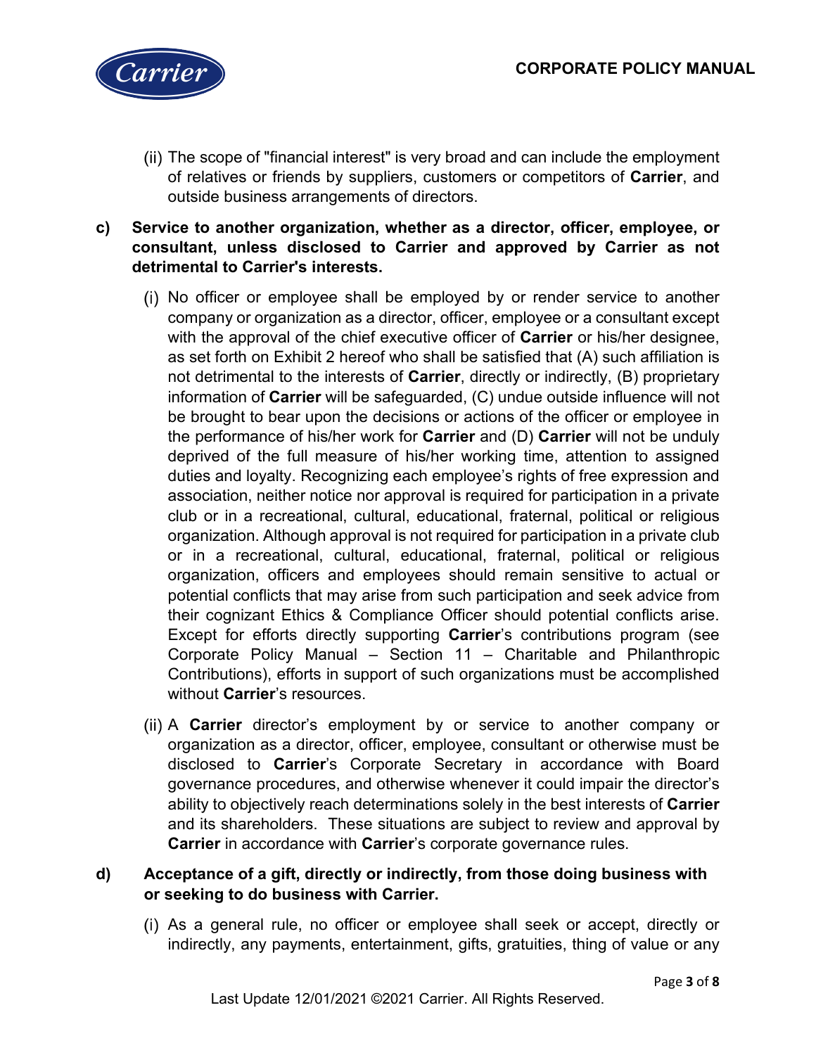(ii) The scope of "financial interest" is very broad and can include the employment of relatives or friends by suppliers, customers or competitors of **Carrier**, and outside business arrangements of directors.

**c) Service to another organization, whether as a director, officer, employee, or consultant, unless disclosed to Carrier and approved by Carrier as not detrimental to Carrier's interests.**

(i) No officer or employee shall be employed by or render service to another company or organization as a director, officer, employee or a consultant except with the approval of the chief executive officer of **Carrier** or his/her designee, as set forth on Exhibit 2 hereof who shall be satisfied that (A) such affiliation is not detrimental to the interests of **Carrier**, directly or indirectly, (B) proprietary information of **Carrier** will be safeguarded, (C) undue outside influence will not be brought to bear upon the decisions or actions of the officer or employee in the performance of his/her work for **Carrier** and (D) **Carrier** will not be unduly deprived of the full measure of his/her working time, attention to assigned duties and loyalty. Recognizing each employee's rights of free expression and association, neither notice nor approval is required for participation in a private club or in a recreational, cultural, educational, fraternal, political or religious organization. Although approval is not required for participation in a private club or in a recreational, cultural, educational, fraternal, political or religious organization, officers and employees should remain sensitive to actual or potential conflicts that may arise from such participation and seek advice from their cognizant Ethics & Compliance Officer should potential conflicts arise. Except for efforts directly supporting **Carrier**'s contributions program (see Corporate Policy Manual – Section 11 – Charitable and Philanthropic Contributions), efforts in support of such organizations must be accomplished without **Carrier**'s resources.

(ii) A **Carrier** director's employment by or service to another company or organization as a director, officer, employee, consultant or otherwise must be disclosed to **Carrier**'s Corporate Secretary in accordance with Board governance procedures, and otherwise whenever it could impair the director's ability to objectively reach determinations solely in the best interests of **Carrier** and its shareholders. These situations are subject to review and approval by **Carrier** in accordance with **Carrier**'s corporate governance rules.

**d) Acceptance of a gift, directly or indirectly, from those doing business with or seeking to do business with Carrier.**

(i) As a general rule, no officer or employee shall seek or accept, directly or indirectly, any payments, entertainment, gifts, gratuities, thing of value or any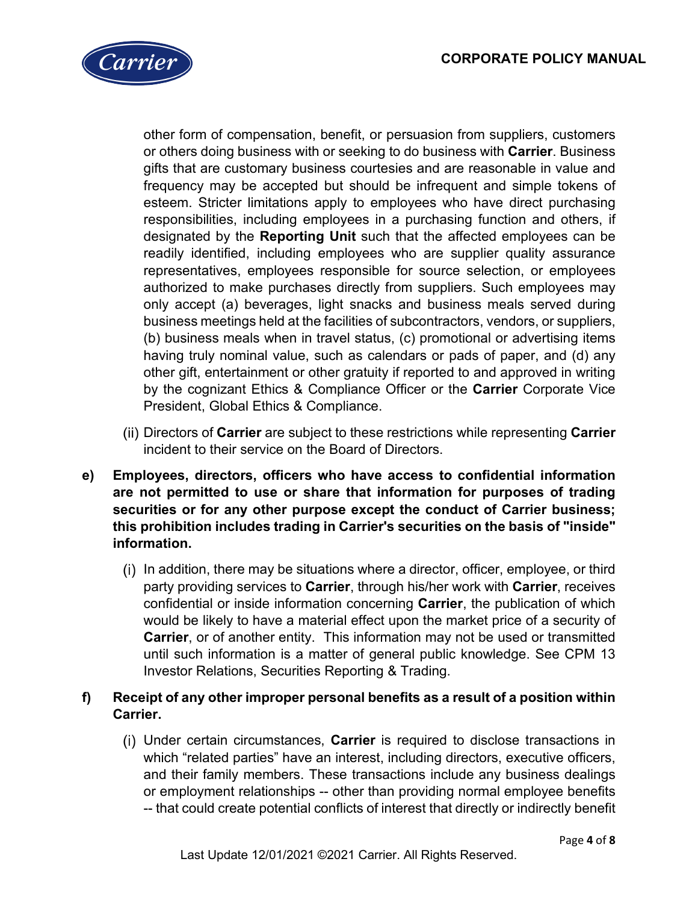other form of compensation, benefit, or persuasion from suppliers, customers or others doing business with or seeking to do business with **Carrier**. Business gifts that are customary business courtesies and are reasonable in value and frequency may be accepted but should be infrequent and simple tokens of esteem. Stricter limitations apply to employees who have direct purchasing responsibilities, including employees in a purchasing function and others, if designated by the **Reporting Unit** such that the affected employees can be readily identified, including employees who are supplier quality assurance representatives, employees responsible for source selection, or employees authorized to make purchases directly from suppliers. Such employees may only accept (a) beverages, light snacks and business meals served during business meetings held at the facilities of subcontractors, vendors, or suppliers, (b) business meals when in travel status, (c) promotional or advertising items having truly nominal value, such as calendars or pads of paper, and (d) any other gift, entertainment or other gratuity if reported to and approved in writing by the cognizant Ethics & Compliance Officer or the **Carrier** Corporate Vice President, Global Ethics & Compliance.

(ii) Directors of **Carrier** are subject to these restrictions while representing **Carrier** incident to their service on the Board of Directors.

**e) Employees, directors, officers who have access to confidential information are not permitted to use or share that information for purposes of trading securities or for any other purpose except the conduct of Carrier business; this prohibition includes trading in Carrier's securities on the basis of "inside" information.**

(i) In addition, there may be situations where a director, officer, employee, or third party providing services to **Carrier**, through his/her work with **Carrier**, receives confidential or inside information concerning **Carrier**, the publication of which would be likely to have a material effect upon the market price of a security of **Carrier**, or of another entity. This information may not be used or transmitted until such information is a matter of general public knowledge. See CPM 13 Investor Relations, Securities Reporting & Trading.

**f) Receipt of any other improper personal benefits as a result of a position within Carrier.**

(i) Under certain circumstances, **Carrier** is required to disclose transactions in which "related parties" have an interest, including directors, executive officers, and their family members. These transactions include any business dealings or employment relationships -- other than providing normal employee benefits -- that could create potential conflicts of interest that directly or indirectly benefit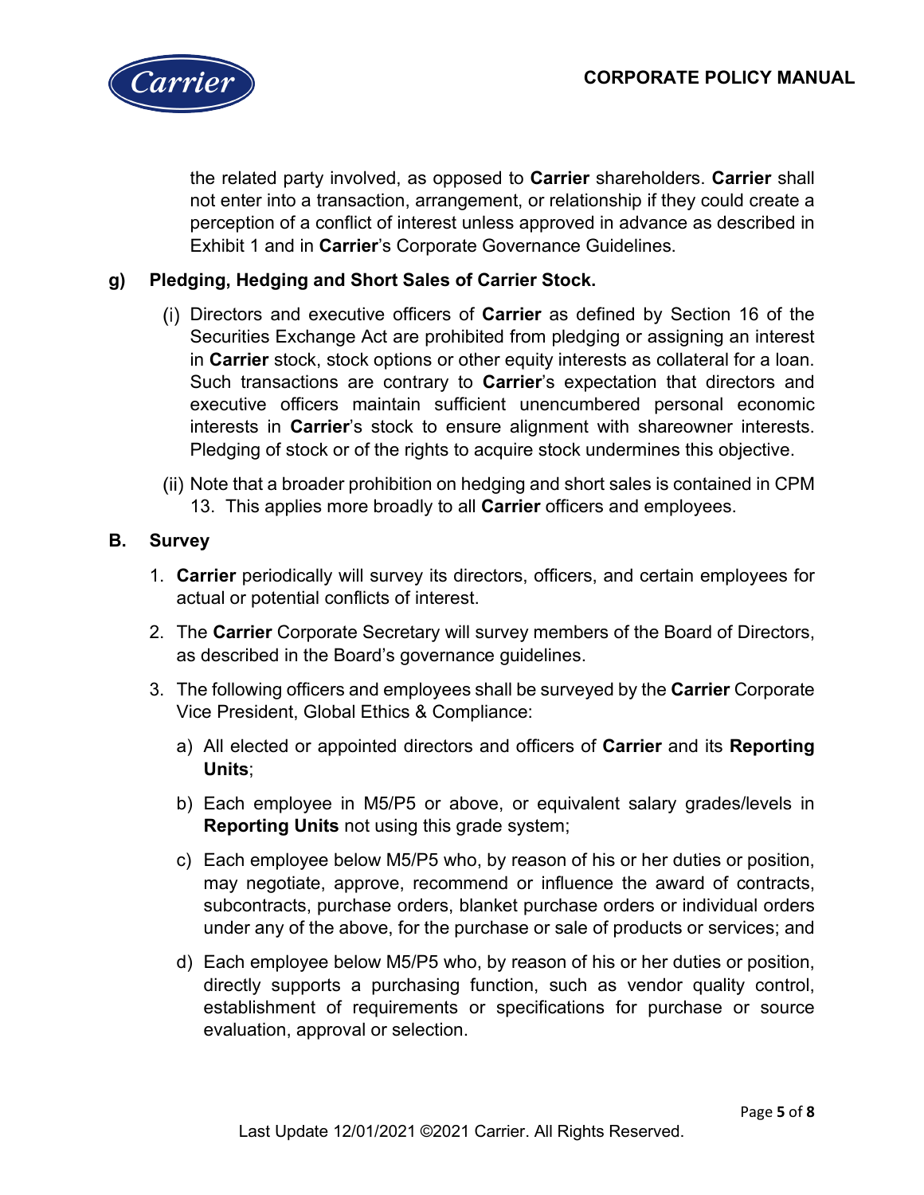the related party involved, as opposed to **Carrier** shareholders. **Carrier** shall not enter into a transaction, arrangement, or relationship if they could create a perception of a conflict of interest unless approved in advance as described in Exhibit 1 and in **Carrier**'s Corporate Governance Guidelines.

**g) Pledging, Hedging and Short Sales of Carrier Stock.**

(i) Directors and executive officers of **Carrier** as defined by Section 16 of the Securities Exchange Act are prohibited from pledging or assigning an interest in **Carrier** stock, stock options or other equity interests as collateral for a loan. Such transactions are contrary to **Carrier**'s expectation that directors and executive officers maintain sufficient unencumbered personal economic interests in **Carrier**'s stock to ensure alignment with shareowner interests. Pledging of stock or of the rights to acquire stock undermines this objective.

(ii) Note that a broader prohibition on hedging and short sales is contained in CPM 13. This applies more broadly to all **Carrier** officers and employees.

## B. Survey

1. **Carrier** periodically will survey its directors, officers, and certain employees for actual or potential conflicts of interest.
2. The **Carrier** Corporate Secretary will survey members of the Board of Directors, as described in the Board's governance guidelines.
3. The following officers and employees shall be surveyed by the **Carrier** Corporate Vice President, Global Ethics & Compliance:
   a) All elected or appointed directors and officers of **Carrier** and its **Reporting Units**;
   b) Each employee in M5/P5 or above, or equivalent salary grades/levels in **Reporting Units** not using this grade system;
   c) Each employee below M5/P5 who, by reason of his or her duties or position, may negotiate, approve, recommend or influence the award of contracts, subcontracts, purchase orders, blanket purchase orders or individual orders under any of the above, for the purchase or sale of products or services; and
   d) Each employee below M5/P5 who, by reason of his or her duties or position, directly supports a purchasing function, such as vendor quality control, establishment of requirements or specifications for purchase or source evaluation, approval or selection.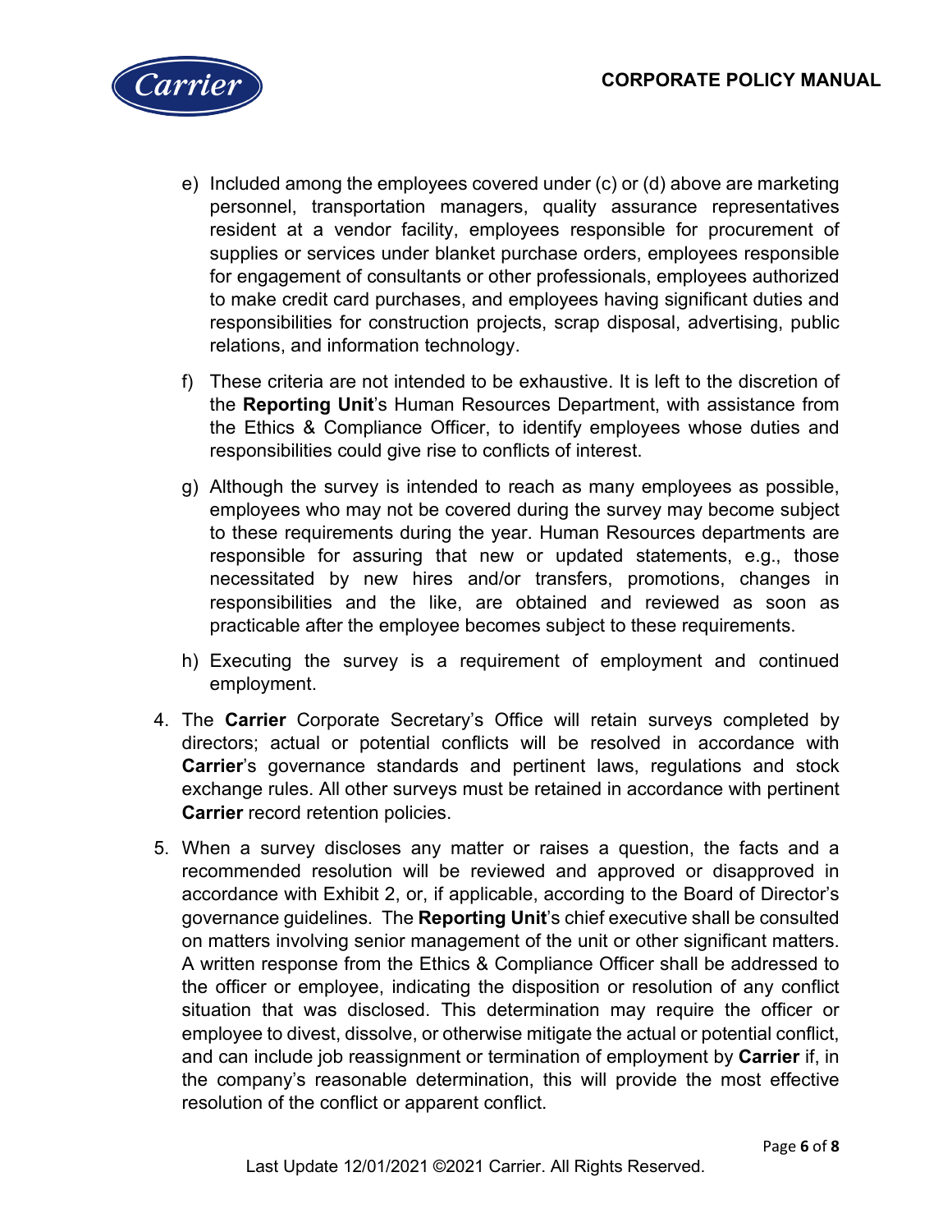e) Included among the employees covered under (c) or (d) above are marketing personnel, transportation managers, quality assurance representatives resident at a vendor facility, employees responsible for procurement of supplies or services under blanket purchase orders, employees responsible for engagement of consultants or other professionals, employees authorized to make credit card purchases, and employees having significant duties and responsibilities for construction projects, scrap disposal, advertising, public relations, and information technology.

f) These criteria are not intended to be exhaustive. It is left to the discretion of the **Reporting Unit**'s Human Resources Department, with assistance from the Ethics & Compliance Officer, to identify employees whose duties and responsibilities could give rise to conflicts of interest.

g) Although the survey is intended to reach as many employees as possible, employees who may not be covered during the survey may become subject to these requirements during the year. Human Resources departments are responsible for assuring that new or updated statements, e.g., those necessitated by new hires and/or transfers, promotions, changes in responsibilities and the like, are obtained and reviewed as soon as practicable after the employee becomes subject to these requirements.

h) Executing the survey is a requirement of employment and continued employment.

4. The **Carrier** Corporate Secretary's Office will retain surveys completed by directors; actual or potential conflicts will be resolved in accordance with **Carrier**'s governance standards and pertinent laws, regulations and stock exchange rules. All other surveys must be retained in accordance with pertinent **Carrier** record retention policies.

5. When a survey discloses any matter or raises a question, the facts and a recommended resolution will be reviewed and approved or disapproved in accordance with Exhibit 2, or, if applicable, according to the Board of Director's governance guidelines. The **Reporting Unit**'s chief executive shall be consulted on matters involving senior management of the unit or other significant matters. A written response from the Ethics & Compliance Officer shall be addressed to the officer or employee, indicating the disposition or resolution of any conflict situation that was disclosed. This determination may require the officer or employee to divest, dissolve, or otherwise mitigate the actual or potential conflict, and can include job reassignment or termination of employment by **Carrier** if, in the company's reasonable determination, this will provide the most effective resolution of the conflict or apparent conflict.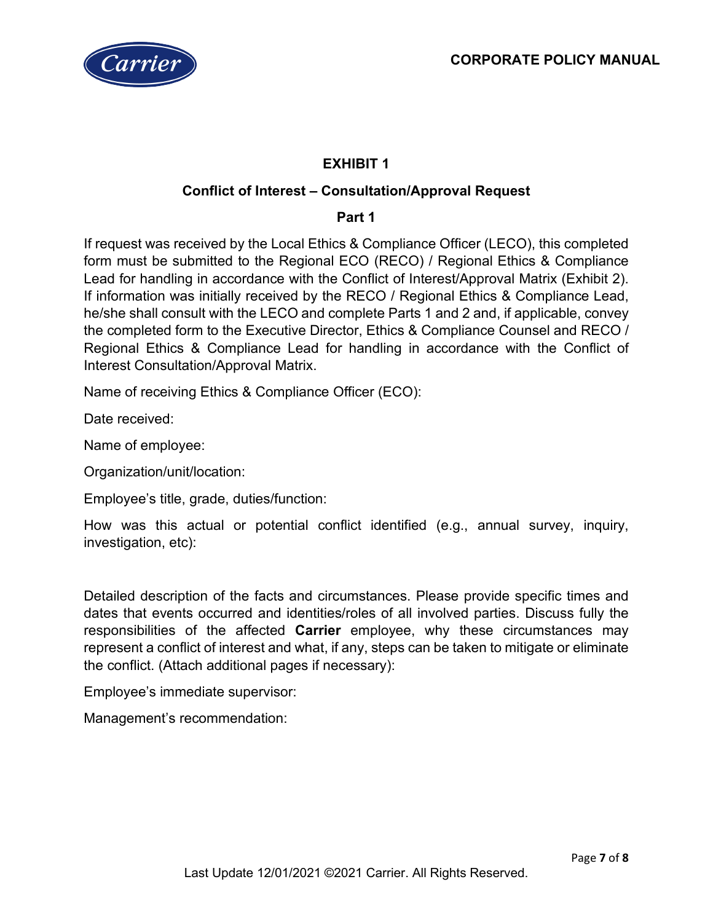## EXHIBIT 1

### Conflict of Interest – Consultation/Approval Request

### Part 1

If request was received by the Local Ethics & Compliance Officer (LECO), this completed form must be submitted to the Regional ECO (RECO) / Regional Ethics & Compliance Lead for handling in accordance with the Conflict of Interest/Approval Matrix (Exhibit 2). If information was initially received by the RECO / Regional Ethics & Compliance Lead, he/she shall consult with the LECO and complete Parts 1 and 2 and, if applicable, convey the completed form to the Executive Director, Ethics & Compliance Counsel and RECO / Regional Ethics & Compliance Lead for handling in accordance with the Conflict of Interest Consultation/Approval Matrix.

Name of receiving Ethics & Compliance Officer (ECO):

Date received:

Name of employee:

Organization/unit/location:

Employee's title, grade, duties/function:

How was this actual or potential conflict identified (e.g., annual survey, inquiry, investigation, etc):

Detailed description of the facts and circumstances. Please provide specific times and dates that events occurred and identities/roles of all involved parties. Discuss fully the responsibilities of the affected **Carrier** employee, why these circumstances may represent a conflict of interest and what, if any, steps can be taken to mitigate or eliminate the conflict. (Attach additional pages if necessary):

Employee's immediate supervisor:

Management's recommendation: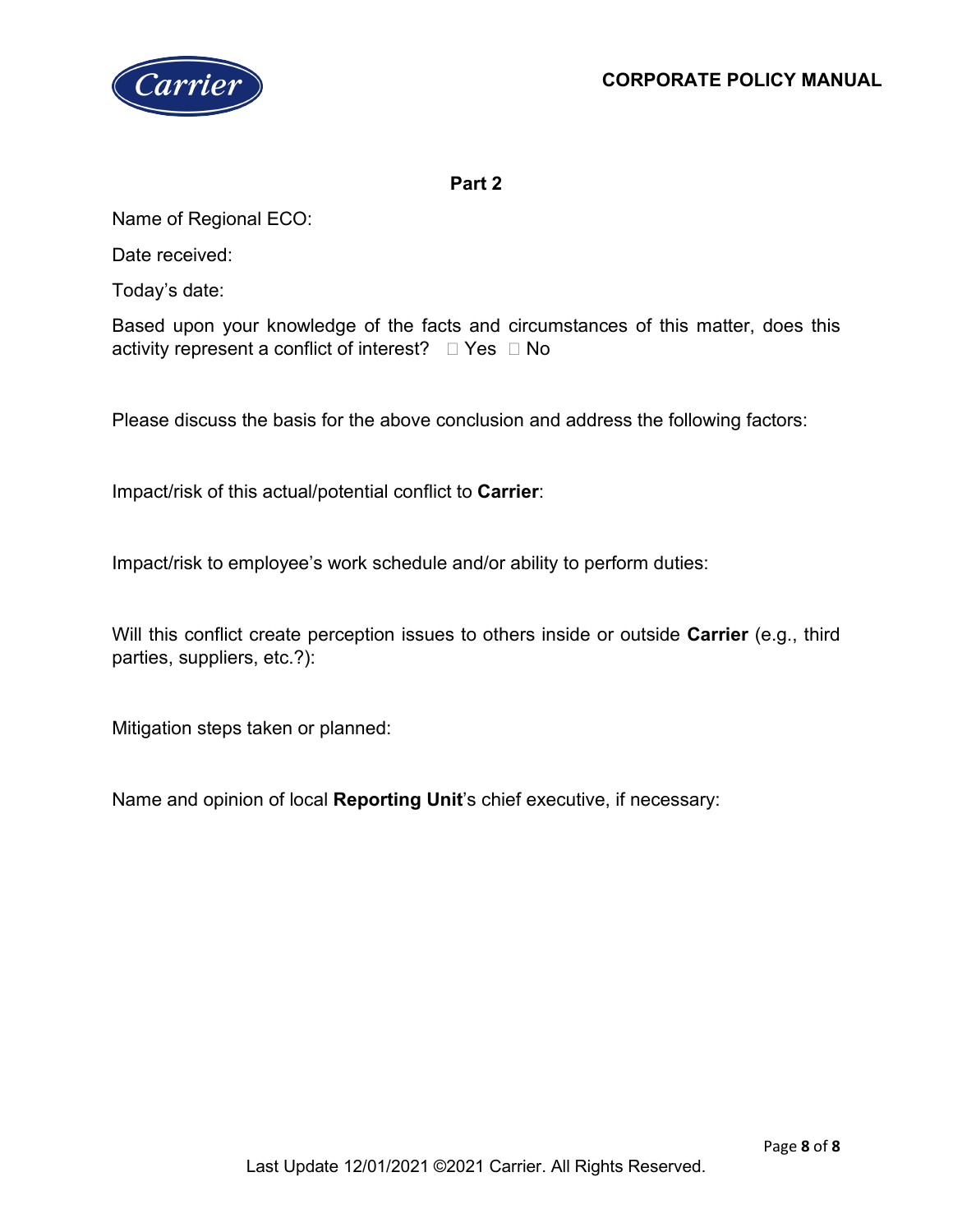## Part 2

Name of Regional ECO:

Date received:

Today's date:

Based upon your knowledge of the facts and circumstances of this matter, does this activity represent a conflict of interest? ☐ Yes ☐ No

Please discuss the basis for the above conclusion and address the following factors:

Impact/risk of this actual/potential conflict to **Carrier**:

Impact/risk to employee's work schedule and/or ability to perform duties:

Will this conflict create perception issues to others inside or outside **Carrier** (e.g., third parties, suppliers, etc.?):

Mitigation steps taken or planned:

Name and opinion of local **Reporting Unit**'s chief executive, if necessary: